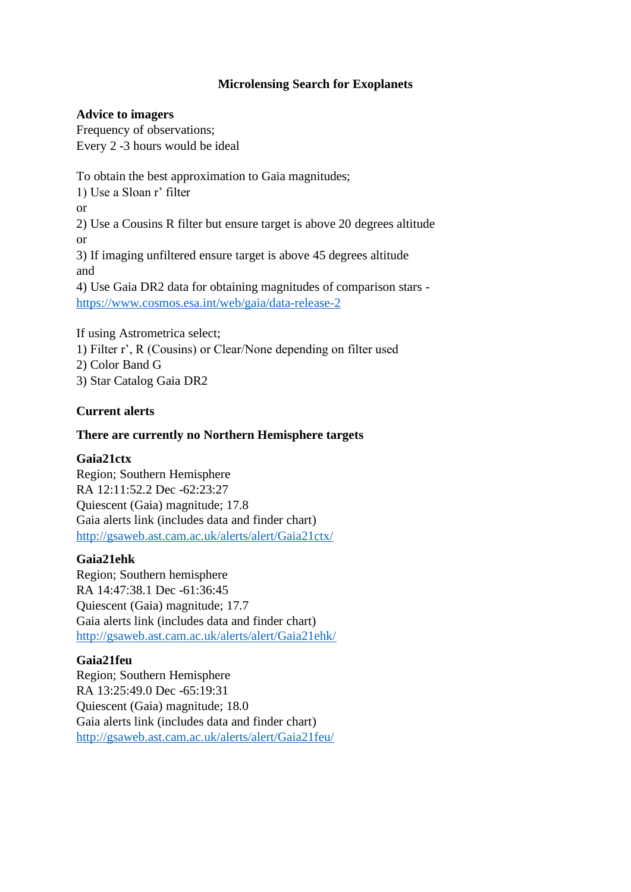# Microlensing Search for Exoplanets

## Advice to imagers

Frequency of observations;
Every 2 -3 hours would be ideal

To obtain the best approximation to Gaia magnitudes;
1) Use a Sloan r' filter
or
2) Use a Cousins R filter but ensure target is above 20 degrees altitude
or
3) If imaging unfiltered ensure target is above 45 degrees altitude
and
4) Use Gaia DR2 data for obtaining magnitudes of comparison stars - https://www.cosmos.esa.int/web/gaia/data-release-2

If using Astrometrica select;
1) Filter r', R (Cousins) or Clear/None depending on filter used
2) Color Band G
3) Star Catalog Gaia DR2

## Current alerts

### There are currently no Northern Hemisphere targets

**Gaia21ctx**
Region; Southern Hemisphere
RA 12:11:52.2 Dec -62:23:27
Quiescent (Gaia) magnitude; 17.8
Gaia alerts link (includes data and finder chart)
http://gsaweb.ast.cam.ac.uk/alerts/alert/Gaia21ctx/

**Gaia21ehk**
Region; Southern hemisphere
RA 14:47:38.1 Dec -61:36:45
Quiescent (Gaia) magnitude; 17.7
Gaia alerts link (includes data and finder chart)
http://gsaweb.ast.cam.ac.uk/alerts/alert/Gaia21ehk/

**Gaia21feu**
Region; Southern Hemisphere
RA 13:25:49.0 Dec -65:19:31
Quiescent (Gaia) magnitude; 18.0
Gaia alerts link (includes data and finder chart)
http://gsaweb.ast.cam.ac.uk/alerts/alert/Gaia21feu/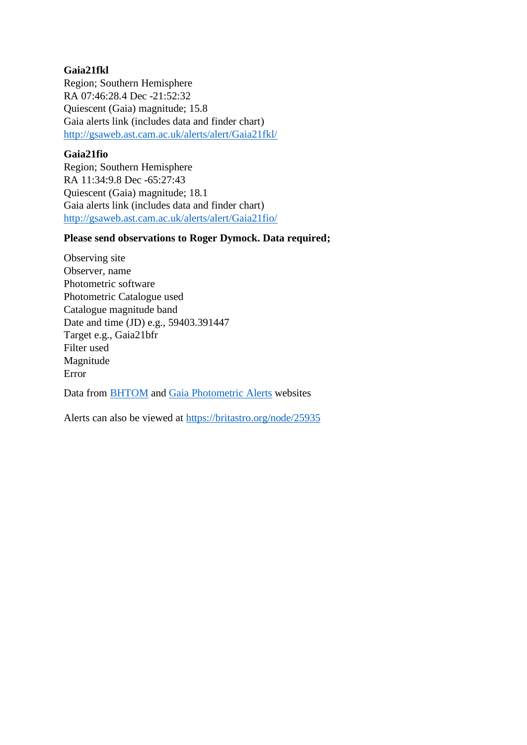**Gaia21fkl**
Region; Southern Hemisphere
RA 07:46:28.4 Dec -21:52:32
Quiescent (Gaia) magnitude; 15.8
Gaia alerts link (includes data and finder chart)
http://gsaweb.ast.cam.ac.uk/alerts/alert/Gaia21fkl/

**Gaia21fio**
Region; Southern Hemisphere
RA 11:34:9.8 Dec -65:27:43
Quiescent (Gaia) magnitude; 18.1
Gaia alerts link (includes data and finder chart)
http://gsaweb.ast.cam.ac.uk/alerts/alert/Gaia21fio/

**Please send observations to Roger Dymock. Data required;**

Observing site
Observer, name
Photometric software
Photometric Catalogue used
Catalogue magnitude band
Date and time (JD) e.g., 59403.391447
Target e.g., Gaia21bfr
Filter used
Magnitude
Error

Data from BHTOM and Gaia Photometric Alerts websites

Alerts can also be viewed at https://britastro.org/node/25935